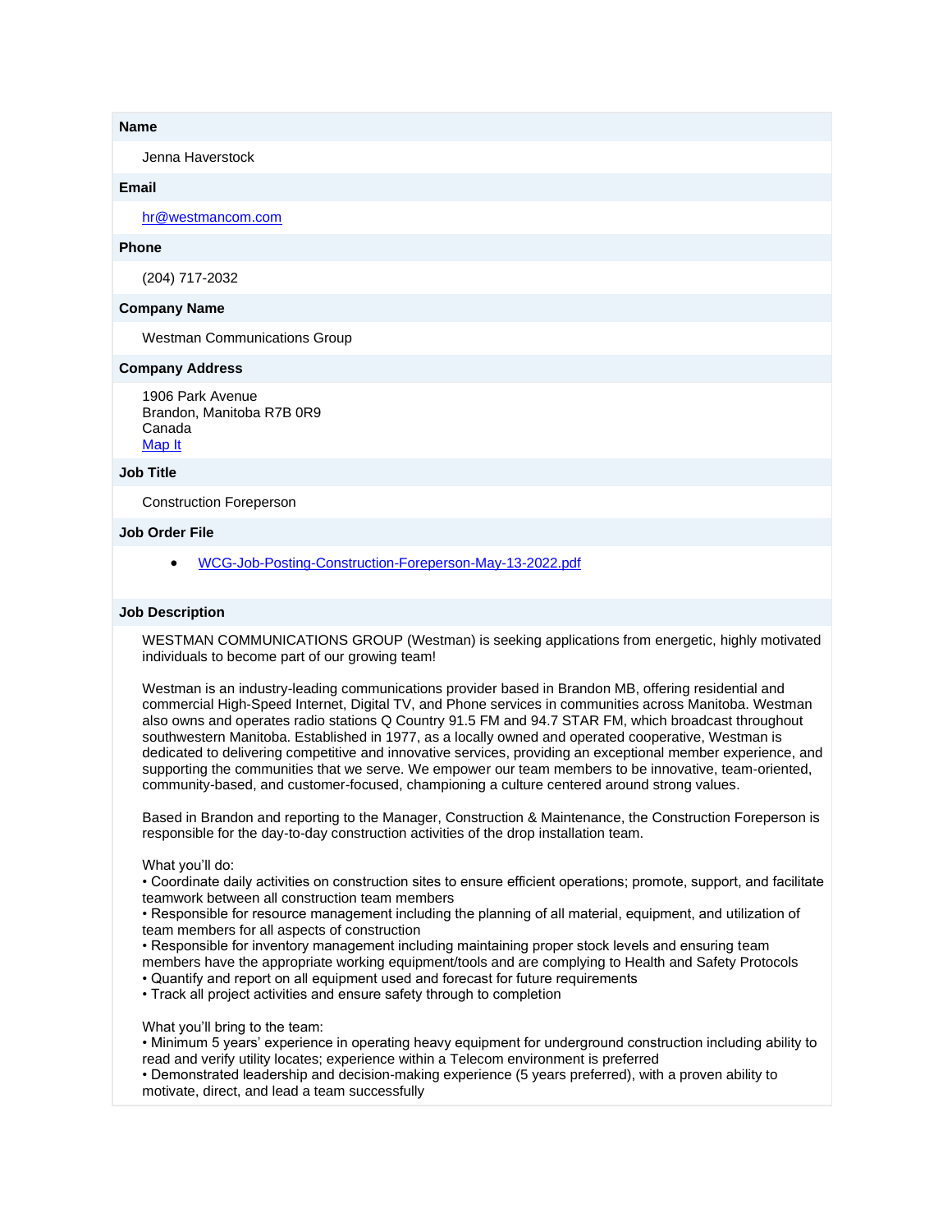**Name**

Jenna Haverstock

**Email**

[hr@westmancom.com](mailto:hr@westmancom.com)

**Phone**

(204) 717-2032

**Company Name**

Westman Communications Group

**Company Address**

1906 Park Avenue
Brandon, Manitoba R7B 0R9
Canada
Map It

**Job Title**

Construction Foreperson

**Job Order File**

- WCG-Job-Posting-Construction-Foreperson-May-13-2022.pdf

**Job Description**

WESTMAN COMMUNICATIONS GROUP (Westman) is seeking applications from energetic, highly motivated individuals to become part of our growing team!

Westman is an industry-leading communications provider based in Brandon MB, offering residential and commercial High-Speed Internet, Digital TV, and Phone services in communities across Manitoba. Westman also owns and operates radio stations Q Country 91.5 FM and 94.7 STAR FM, which broadcast throughout southwestern Manitoba. Established in 1977, as a locally owned and operated cooperative, Westman is dedicated to delivering competitive and innovative services, providing an exceptional member experience, and supporting the communities that we serve. We empower our team members to be innovative, team-oriented, community-based, and customer-focused, championing a culture centered around strong values.

Based in Brandon and reporting to the Manager, Construction & Maintenance, the Construction Foreperson is responsible for the day-to-day construction activities of the drop installation team.

What you'll do:

- Coordinate daily activities on construction sites to ensure efficient operations; promote, support, and facilitate teamwork between all construction team members
- Responsible for resource management including the planning of all material, equipment, and utilization of team members for all aspects of construction
- Responsible for inventory management including maintaining proper stock levels and ensuring team members have the appropriate working equipment/tools and are complying to Health and Safety Protocols
- Quantify and report on all equipment used and forecast for future requirements
- Track all project activities and ensure safety through to completion

What you'll bring to the team:

- Minimum 5 years' experience in operating heavy equipment for underground construction including ability to read and verify utility locates; experience within a Telecom environment is preferred
- Demonstrated leadership and decision-making experience (5 years preferred), with a proven ability to motivate, direct, and lead a team successfully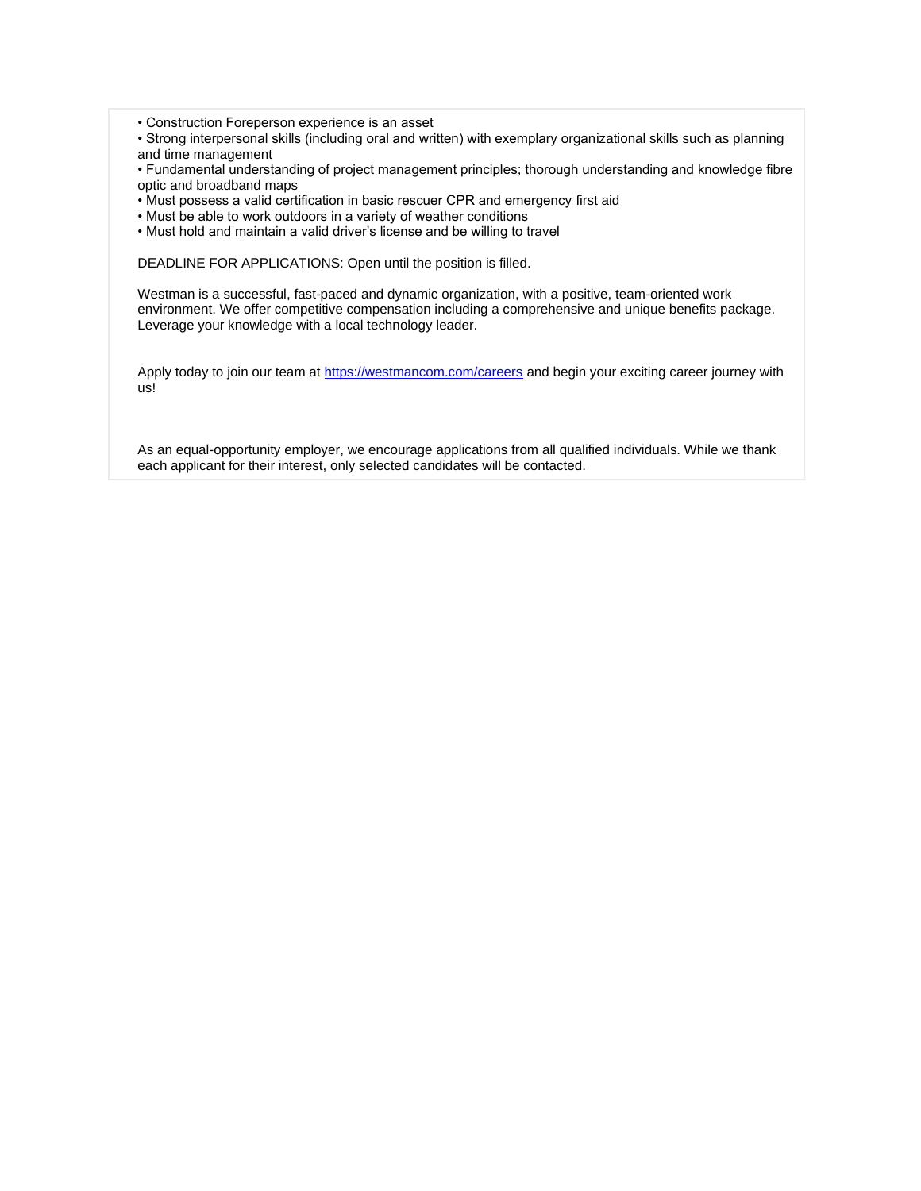- Construction Foreperson experience is an asset
- Strong interpersonal skills (including oral and written) with exemplary organizational skills such as planning and time management
- Fundamental understanding of project management principles; thorough understanding and knowledge fibre optic and broadband maps
- Must possess a valid certification in basic rescuer CPR and emergency first aid
- Must be able to work outdoors in a variety of weather conditions
- Must hold and maintain a valid driver's license and be willing to travel

DEADLINE FOR APPLICATIONS: Open until the position is filled.

Westman is a successful, fast-paced and dynamic organization, with a positive, team-oriented work environment. We offer competitive compensation including a comprehensive and unique benefits package. Leverage your knowledge with a local technology leader.

Apply today to join our team at [https://westmancom.com/careers](https://westmancom.com/careers) and begin your exciting career journey with us!

As an equal-opportunity employer, we encourage applications from all qualified individuals. While we thank each applicant for their interest, only selected candidates will be contacted.